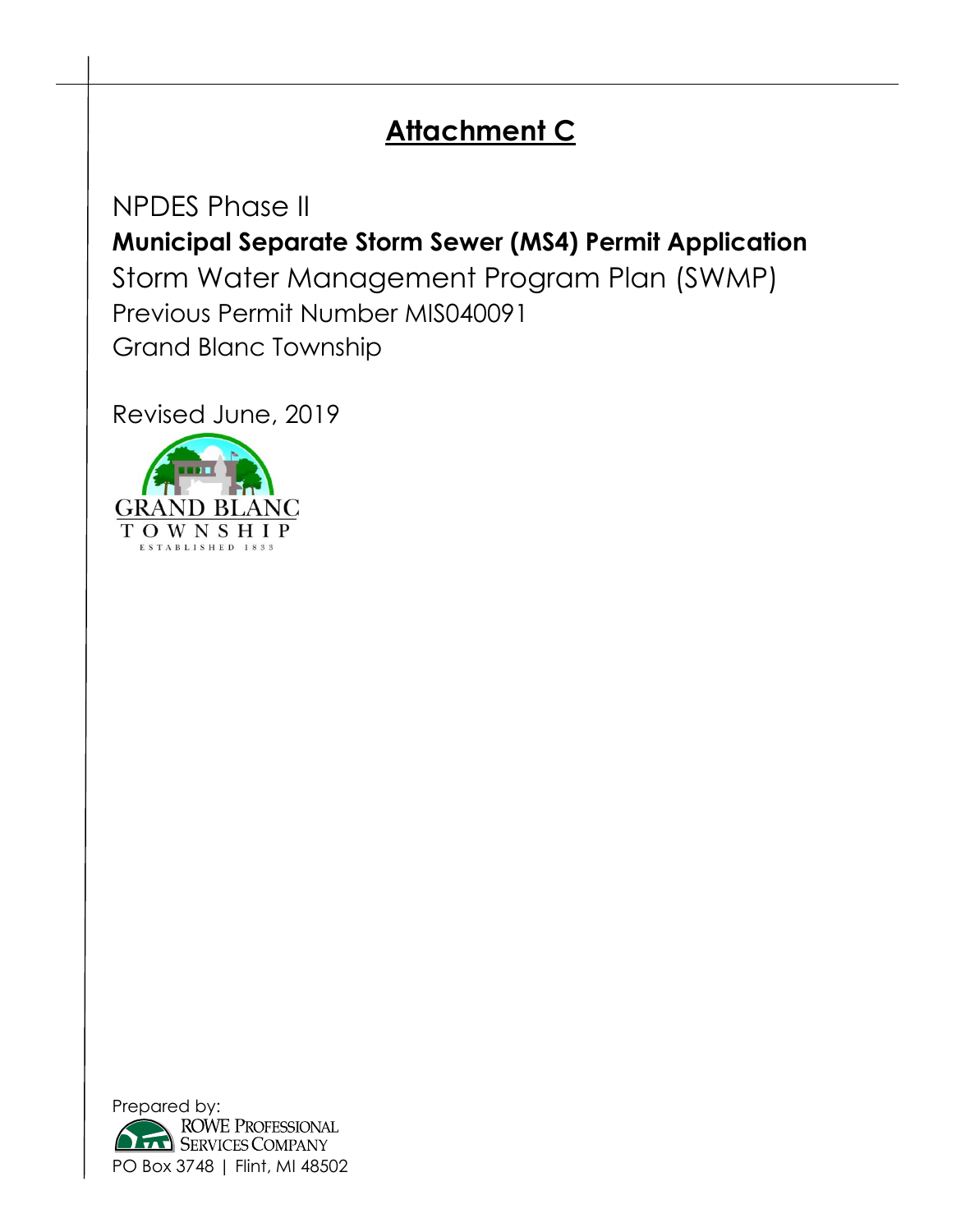# Attachment C

NPDES Phase II

**Municipal Separate Storm Sewer (MS4) Permit Application**

Storm Water Management Program Plan (SWMP)

Previous Permit Number MIS040091

Grand Blanc Township

Revised June, 2019

GRAND BLANC
TOWNSHIP
ESTABLISHED 1833

Prepared by:
ROWE PROFESSIONAL SERVICES COMPANY
PO Box 3748 | Flint, MI 48502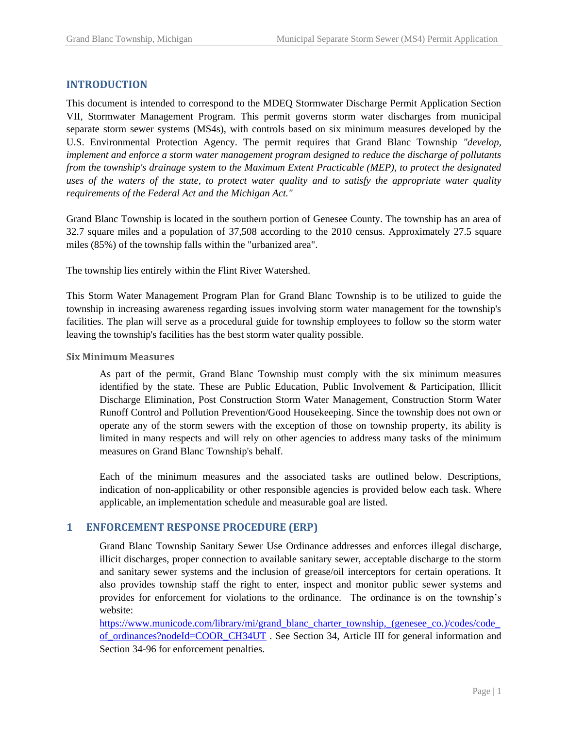## INTRODUCTION

This document is intended to correspond to the MDEQ Stormwater Discharge Permit Application Section VII, Stormwater Management Program. This permit governs storm water discharges from municipal separate storm sewer systems (MS4s), with controls based on six minimum measures developed by the U.S. Environmental Protection Agency. The permit requires that Grand Blanc Township *"develop, implement and enforce a storm water management program designed to reduce the discharge of pollutants from the township's drainage system to the Maximum Extent Practicable (MEP), to protect the designated uses of the waters of the state, to protect water quality and to satisfy the appropriate water quality requirements of the Federal Act and the Michigan Act."*

Grand Blanc Township is located in the southern portion of Genesee County. The township has an area of 32.7 square miles and a population of 37,508 according to the 2010 census. Approximately 27.5 square miles (85%) of the township falls within the "urbanized area".

The township lies entirely within the Flint River Watershed.

This Storm Water Management Program Plan for Grand Blanc Township is to be utilized to guide the township in increasing awareness regarding issues involving storm water management for the township's facilities. The plan will serve as a procedural guide for township employees to follow so the storm water leaving the township's facilities has the best storm water quality possible.

### Six Minimum Measures

As part of the permit, Grand Blanc Township must comply with the six minimum measures identified by the state. These are Public Education, Public Involvement & Participation, Illicit Discharge Elimination, Post Construction Storm Water Management, Construction Storm Water Runoff Control and Pollution Prevention/Good Housekeeping. Since the township does not own or operate any of the storm sewers with the exception of those on township property, its ability is limited in many respects and will rely on other agencies to address many tasks of the minimum measures on Grand Blanc Township's behalf.

Each of the minimum measures and the associated tasks are outlined below. Descriptions, indication of non-applicability or other responsible agencies is provided below each task. Where applicable, an implementation schedule and measurable goal are listed.

## 1 ENFORCEMENT RESPONSE PROCEDURE (ERP)

Grand Blanc Township Sanitary Sewer Use Ordinance addresses and enforces illegal discharge, illicit discharges, proper connection to available sanitary sewer, acceptable discharge to the storm and sanitary sewer systems and the inclusion of grease/oil interceptors for certain operations. It also provides township staff the right to enter, inspect and monitor public sewer systems and provides for enforcement for violations to the ordinance. The ordinance is on the township's website: https://www.municode.com/library/mi/grand_blanc_charter_township,_(genesee_co.)/codes/code_of_ordinances?nodeId=COOR_CH34UT . See Section 34, Article III for general information and Section 34-96 for enforcement penalties.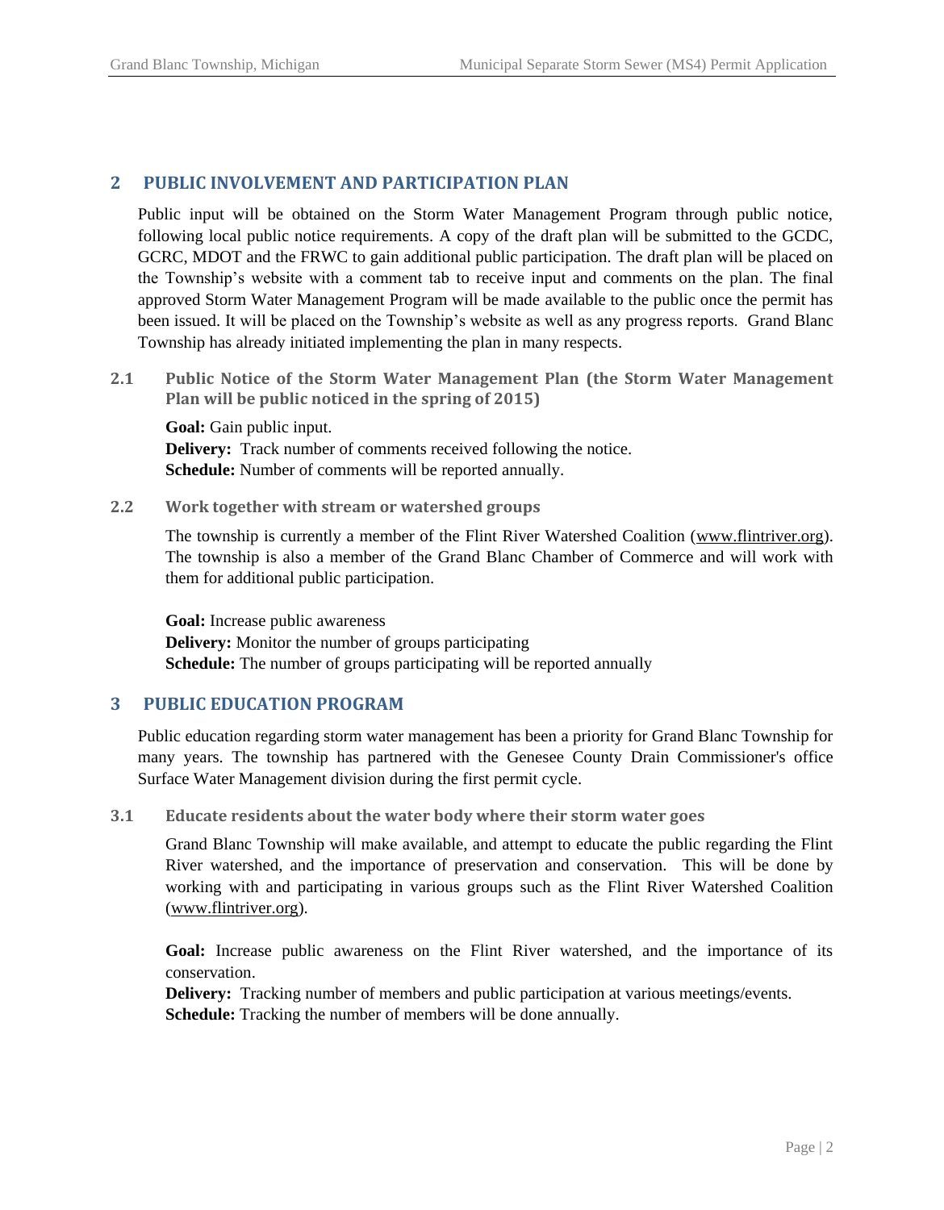## 2 PUBLIC INVOLVEMENT AND PARTICIPATION PLAN

Public input will be obtained on the Storm Water Management Program through public notice, following local public notice requirements. A copy of the draft plan will be submitted to the GCDC, GCRC, MDOT and the FRWC to gain additional public participation. The draft plan will be placed on the Township's website with a comment tab to receive input and comments on the plan. The final approved Storm Water Management Program will be made available to the public once the permit has been issued. It will be placed on the Township's website as well as any progress reports. Grand Blanc Township has already initiated implementing the plan in many respects.

### 2.1 Public Notice of the Storm Water Management Plan (the Storm Water Management Plan will be public noticed in the spring of 2015)

**Goal:** Gain public input.
**Delivery:** Track number of comments received following the notice.
**Schedule:** Number of comments will be reported annually.

### 2.2 Work together with stream or watershed groups

The township is currently a member of the Flint River Watershed Coalition (www.flintriver.org). The township is also a member of the Grand Blanc Chamber of Commerce and will work with them for additional public participation.

**Goal:** Increase public awareness
**Delivery:** Monitor the number of groups participating
**Schedule:** The number of groups participating will be reported annually

## 3 PUBLIC EDUCATION PROGRAM

Public education regarding storm water management has been a priority for Grand Blanc Township for many years. The township has partnered with the Genesee County Drain Commissioner's office Surface Water Management division during the first permit cycle.

### 3.1 Educate residents about the water body where their storm water goes

Grand Blanc Township will make available, and attempt to educate the public regarding the Flint River watershed, and the importance of preservation and conservation. This will be done by working with and participating in various groups such as the Flint River Watershed Coalition (www.flintriver.org).

**Goal:** Increase public awareness on the Flint River watershed, and the importance of its conservation.
**Delivery:** Tracking number of members and public participation at various meetings/events.
**Schedule:** Tracking the number of members will be done annually.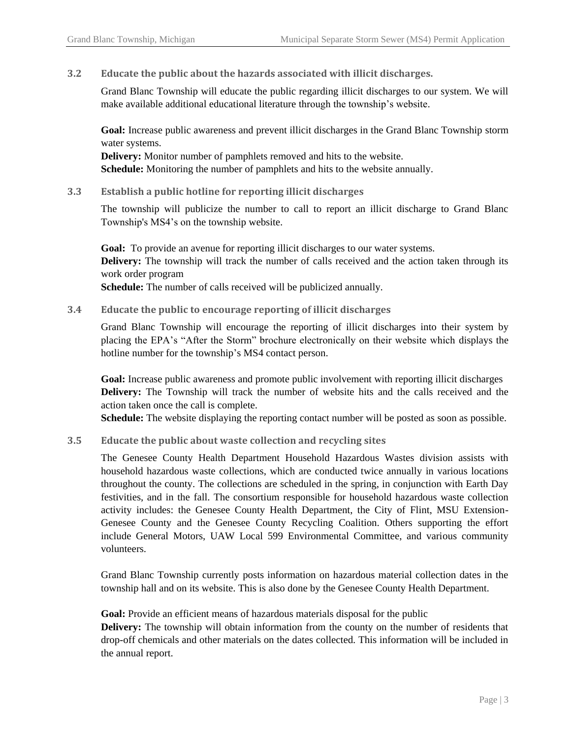### 3.2 Educate the public about the hazards associated with illicit discharges.

Grand Blanc Township will educate the public regarding illicit discharges to our system. We will make available additional educational literature through the township's website.

**Goal:** Increase public awareness and prevent illicit discharges in the Grand Blanc Township storm water systems.
**Delivery:** Monitor number of pamphlets removed and hits to the website.
**Schedule:** Monitoring the number of pamphlets and hits to the website annually.

### 3.3 Establish a public hotline for reporting illicit discharges

The township will publicize the number to call to report an illicit discharge to Grand Blanc Township's MS4's on the township website.

**Goal:** To provide an avenue for reporting illicit discharges to our water systems.
**Delivery:** The township will track the number of calls received and the action taken through its work order program
**Schedule:** The number of calls received will be publicized annually.

### 3.4 Educate the public to encourage reporting of illicit discharges

Grand Blanc Township will encourage the reporting of illicit discharges into their system by placing the EPA's "After the Storm" brochure electronically on their website which displays the hotline number for the township's MS4 contact person.

**Goal:** Increase public awareness and promote public involvement with reporting illicit discharges
**Delivery:** The Township will track the number of website hits and the calls received and the action taken once the call is complete.
**Schedule:** The website displaying the reporting contact number will be posted as soon as possible.

### 3.5 Educate the public about waste collection and recycling sites

The Genesee County Health Department Household Hazardous Wastes division assists with household hazardous waste collections, which are conducted twice annually in various locations throughout the county. The collections are scheduled in the spring, in conjunction with Earth Day festivities, and in the fall. The consortium responsible for household hazardous waste collection activity includes: the Genesee County Health Department, the City of Flint, MSU Extension-Genesee County and the Genesee County Recycling Coalition. Others supporting the effort include General Motors, UAW Local 599 Environmental Committee, and various community volunteers.

Grand Blanc Township currently posts information on hazardous material collection dates in the township hall and on its website. This is also done by the Genesee County Health Department.

**Goal:** Provide an efficient means of hazardous materials disposal for the public
**Delivery:** The township will obtain information from the county on the number of residents that drop-off chemicals and other materials on the dates collected. This information will be included in the annual report.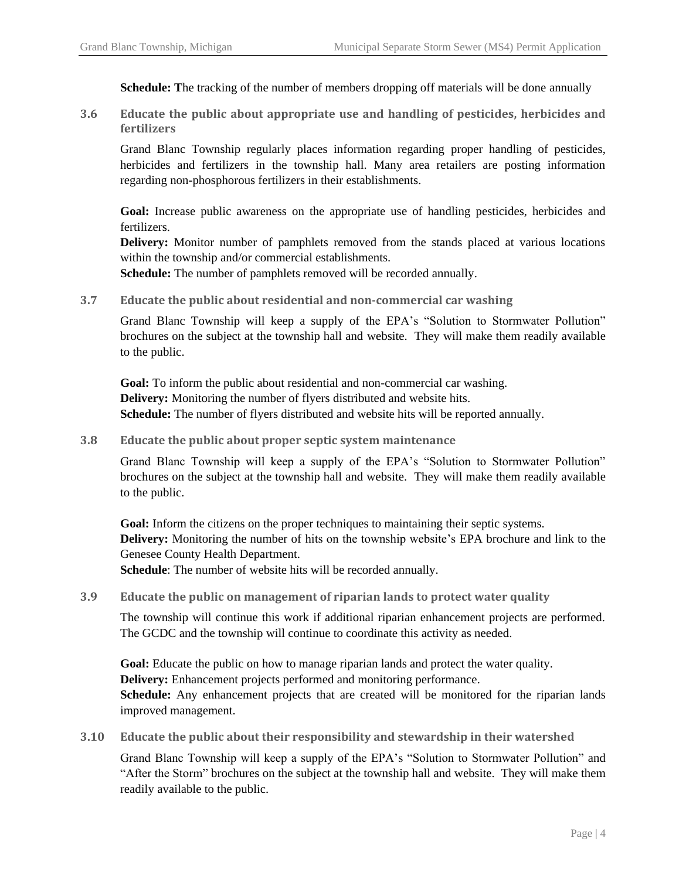**Schedule:** **T**he tracking of the number of members dropping off materials will be done annually

### 3.6 Educate the public about appropriate use and handling of pesticides, herbicides and fertilizers

Grand Blanc Township regularly places information regarding proper handling of pesticides, herbicides and fertilizers in the township hall. Many area retailers are posting information regarding non-phosphorous fertilizers in their establishments.

**Goal:** Increase public awareness on the appropriate use of handling pesticides, herbicides and fertilizers.
**Delivery:** Monitor number of pamphlets removed from the stands placed at various locations within the township and/or commercial establishments.
**Schedule:** The number of pamphlets removed will be recorded annually.

### 3.7 Educate the public about residential and non-commercial car washing

Grand Blanc Township will keep a supply of the EPA's "Solution to Stormwater Pollution" brochures on the subject at the township hall and website. They will make them readily available to the public.

**Goal:** To inform the public about residential and non-commercial car washing.
**Delivery:** Monitoring the number of flyers distributed and website hits.
**Schedule:** The number of flyers distributed and website hits will be reported annually.

### 3.8 Educate the public about proper septic system maintenance

Grand Blanc Township will keep a supply of the EPA's "Solution to Stormwater Pollution" brochures on the subject at the township hall and website. They will make them readily available to the public.

**Goal:** Inform the citizens on the proper techniques to maintaining their septic systems.
**Delivery:** Monitoring the number of hits on the township website's EPA brochure and link to the Genesee County Health Department.
**Schedule**: The number of website hits will be recorded annually.

### 3.9 Educate the public on management of riparian lands to protect water quality

The township will continue this work if additional riparian enhancement projects are performed. The GCDC and the township will continue to coordinate this activity as needed.

**Goal:** Educate the public on how to manage riparian lands and protect the water quality.
**Delivery:** Enhancement projects performed and monitoring performance.
**Schedule:** Any enhancement projects that are created will be monitored for the riparian lands improved management.

### 3.10 Educate the public about their responsibility and stewardship in their watershed

Grand Blanc Township will keep a supply of the EPA's "Solution to Stormwater Pollution" and "After the Storm" brochures on the subject at the township hall and website. They will make them readily available to the public.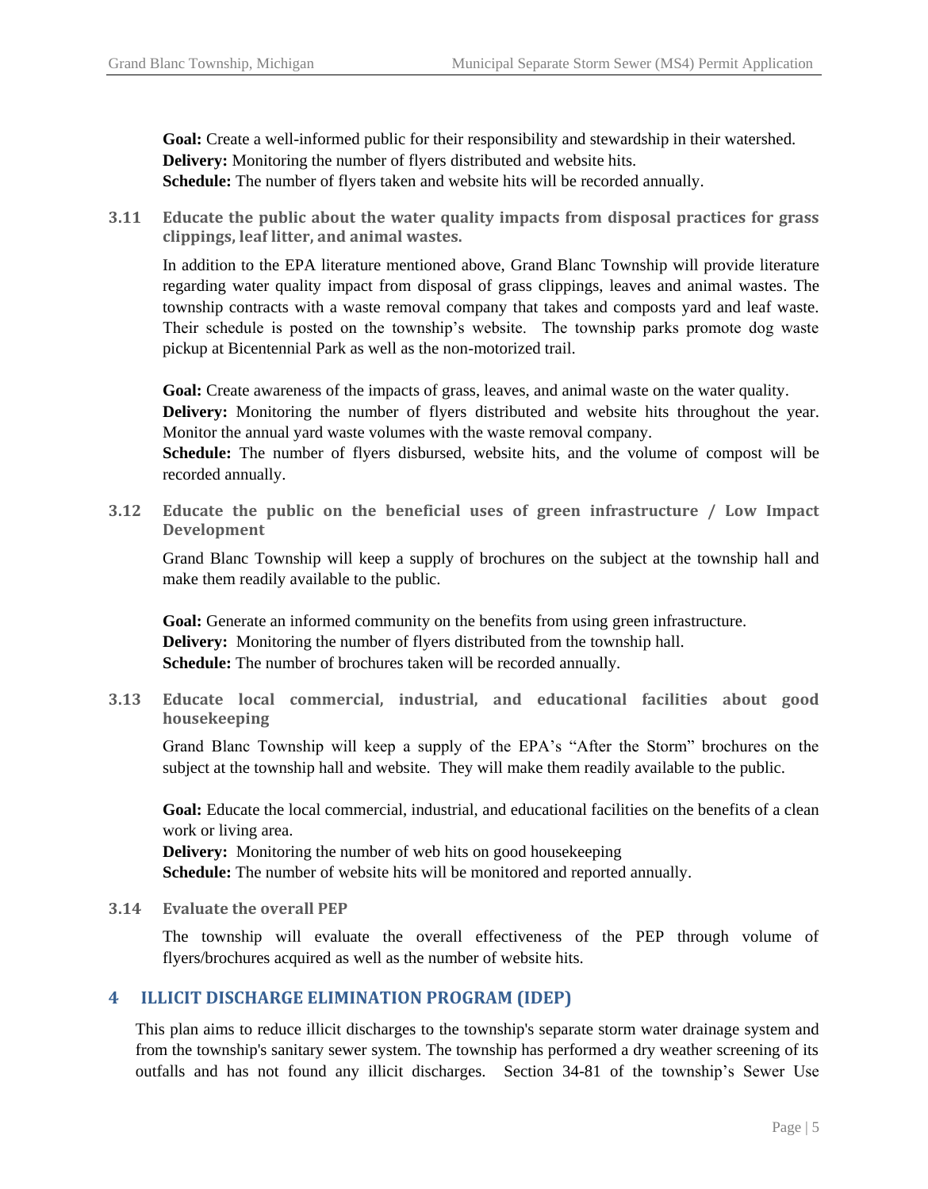**Goal:** Create a well-informed public for their responsibility and stewardship in their watershed.
**Delivery:** Monitoring the number of flyers distributed and website hits.
**Schedule:** The number of flyers taken and website hits will be recorded annually.

### 3.11 Educate the public about the water quality impacts from disposal practices for grass clippings, leaf litter, and animal wastes.

In addition to the EPA literature mentioned above, Grand Blanc Township will provide literature regarding water quality impact from disposal of grass clippings, leaves and animal wastes. The township contracts with a waste removal company that takes and composts yard and leaf waste. Their schedule is posted on the township's website. The township parks promote dog waste pickup at Bicentennial Park as well as the non-motorized trail.

**Goal:** Create awareness of the impacts of grass, leaves, and animal waste on the water quality.
**Delivery:** Monitoring the number of flyers distributed and website hits throughout the year. Monitor the annual yard waste volumes with the waste removal company.
**Schedule:** The number of flyers disbursed, website hits, and the volume of compost will be recorded annually.

### 3.12 Educate the public on the beneficial uses of green infrastructure / Low Impact Development

Grand Blanc Township will keep a supply of brochures on the subject at the township hall and make them readily available to the public.

**Goal:** Generate an informed community on the benefits from using green infrastructure.
**Delivery:** Monitoring the number of flyers distributed from the township hall.
**Schedule:** The number of brochures taken will be recorded annually.

### 3.13 Educate local commercial, industrial, and educational facilities about good housekeeping

Grand Blanc Township will keep a supply of the EPA's "After the Storm" brochures on the subject at the township hall and website. They will make them readily available to the public.

**Goal:** Educate the local commercial, industrial, and educational facilities on the benefits of a clean work or living area.
**Delivery:** Monitoring the number of web hits on good housekeeping
**Schedule:** The number of website hits will be monitored and reported annually.

### 3.14 Evaluate the overall PEP

The township will evaluate the overall effectiveness of the PEP through volume of flyers/brochures acquired as well as the number of website hits.

## 4 ILLICIT DISCHARGE ELIMINATION PROGRAM (IDEP)

This plan aims to reduce illicit discharges to the township's separate storm water drainage system and from the township's sanitary sewer system. The township has performed a dry weather screening of its outfalls and has not found any illicit discharges. Section 34-81 of the township's Sewer Use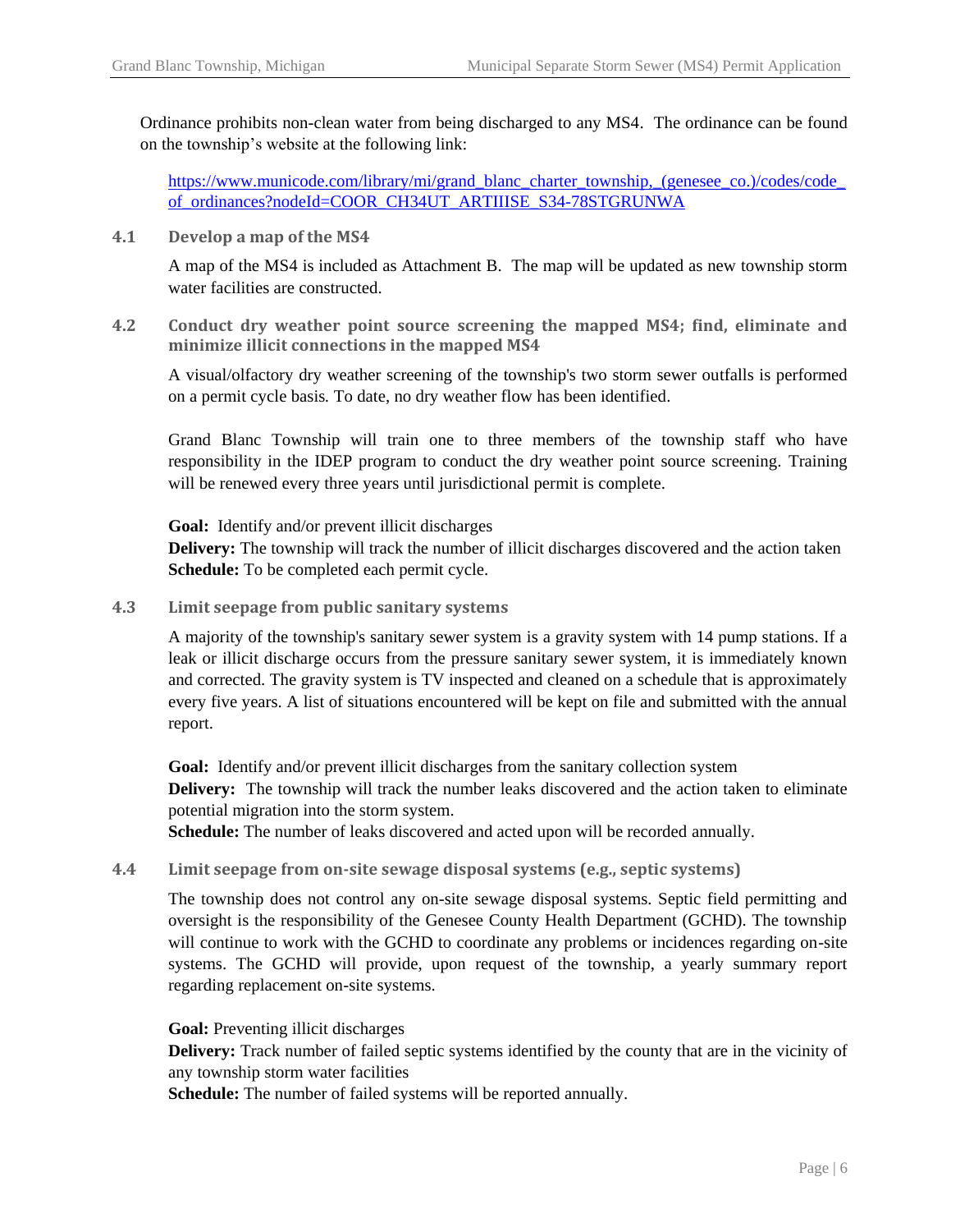Ordinance prohibits non-clean water from being discharged to any MS4. The ordinance can be found on the township's website at the following link:

[https://www.municode.com/library/mi/grand_blanc_charter_township,_(genesee_co.)/codes/code_of_ordinances?nodeId=COOR_CH34UT_ARTIIISE_S34-78STGRUNWA](https://www.municode.com/library/mi/grand_blanc_charter_township,_(genesee_co.)/codes/code_of_ordinances?nodeId=COOR_CH34UT_ARTIIISE_S34-78STGRUNWA)

### 4.1 Develop a map of the MS4

A map of the MS4 is included as Attachment B. The map will be updated as new township storm water facilities are constructed.

### 4.2 Conduct dry weather point source screening the mapped MS4; find, eliminate and minimize illicit connections in the mapped MS4

A visual/olfactory dry weather screening of the township's two storm sewer outfalls is performed on a permit cycle basis. To date, no dry weather flow has been identified.

Grand Blanc Township will train one to three members of the township staff who have responsibility in the IDEP program to conduct the dry weather point source screening. Training will be renewed every three years until jurisdictional permit is complete.

**Goal:** Identify and/or prevent illicit discharges
**Delivery:** The township will track the number of illicit discharges discovered and the action taken
**Schedule:** To be completed each permit cycle.

### 4.3 Limit seepage from public sanitary systems

A majority of the township's sanitary sewer system is a gravity system with 14 pump stations. If a leak or illicit discharge occurs from the pressure sanitary sewer system, it is immediately known and corrected. The gravity system is TV inspected and cleaned on a schedule that is approximately every five years. A list of situations encountered will be kept on file and submitted with the annual report.

**Goal:** Identify and/or prevent illicit discharges from the sanitary collection system
**Delivery:** The township will track the number leaks discovered and the action taken to eliminate potential migration into the storm system.
**Schedule:** The number of leaks discovered and acted upon will be recorded annually.

### 4.4 Limit seepage from on-site sewage disposal systems (e.g., septic systems)

The township does not control any on-site sewage disposal systems. Septic field permitting and oversight is the responsibility of the Genesee County Health Department (GCHD). The township will continue to work with the GCHD to coordinate any problems or incidences regarding on-site systems. The GCHD will provide, upon request of the township, a yearly summary report regarding replacement on-site systems.

**Goal:** Preventing illicit discharges
**Delivery:** Track number of failed septic systems identified by the county that are in the vicinity of any township storm water facilities
**Schedule:** The number of failed systems will be reported annually.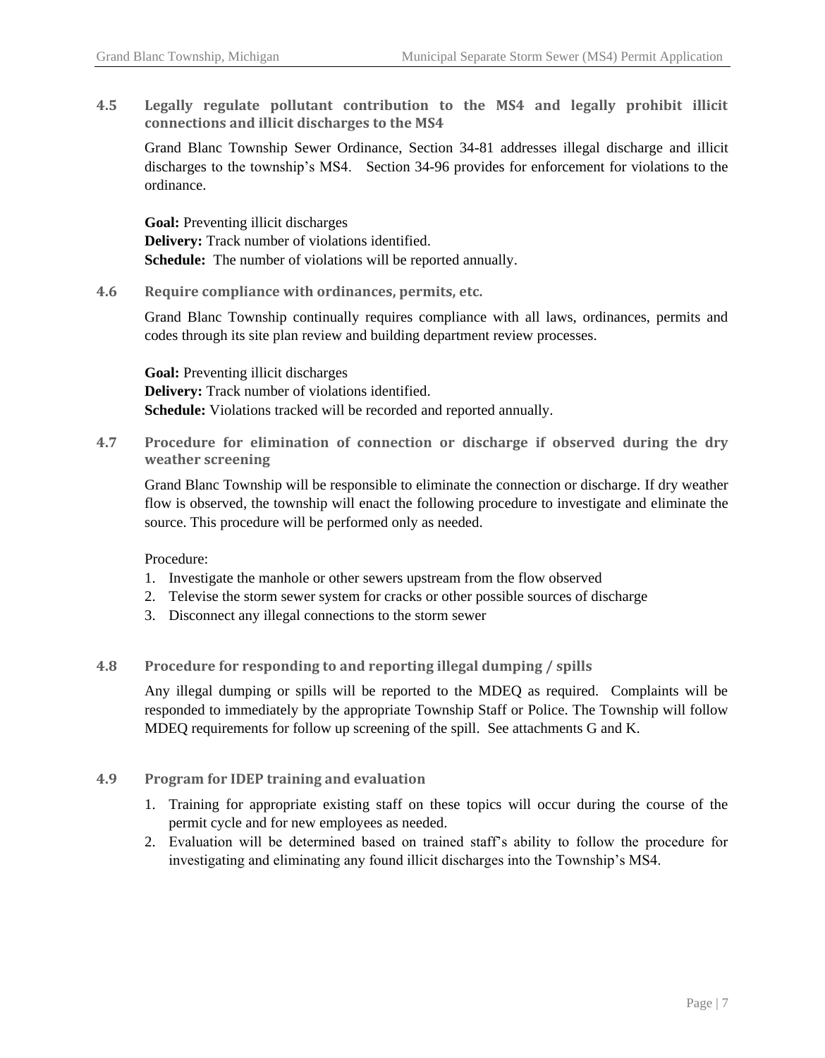### 4.5 Legally regulate pollutant contribution to the MS4 and legally prohibit illicit connections and illicit discharges to the MS4

Grand Blanc Township Sewer Ordinance, Section 34-81 addresses illegal discharge and illicit discharges to the township's MS4. Section 34-96 provides for enforcement for violations to the ordinance.

**Goal:** Preventing illicit discharges
**Delivery:** Track number of violations identified.
**Schedule:** The number of violations will be reported annually.

### 4.6 Require compliance with ordinances, permits, etc.

Grand Blanc Township continually requires compliance with all laws, ordinances, permits and codes through its site plan review and building department review processes.

**Goal:** Preventing illicit discharges
**Delivery:** Track number of violations identified.
**Schedule:** Violations tracked will be recorded and reported annually.

### 4.7 Procedure for elimination of connection or discharge if observed during the dry weather screening

Grand Blanc Township will be responsible to eliminate the connection or discharge. If dry weather flow is observed, the township will enact the following procedure to investigate and eliminate the source. This procedure will be performed only as needed.

Procedure:

1. Investigate the manhole or other sewers upstream from the flow observed
2. Televise the storm sewer system for cracks or other possible sources of discharge
3. Disconnect any illegal connections to the storm sewer

### 4.8 Procedure for responding to and reporting illegal dumping / spills

Any illegal dumping or spills will be reported to the MDEQ as required. Complaints will be responded to immediately by the appropriate Township Staff or Police. The Township will follow MDEQ requirements for follow up screening of the spill. See attachments G and K.

### 4.9 Program for IDEP training and evaluation

1. Training for appropriate existing staff on these topics will occur during the course of the permit cycle and for new employees as needed.
2. Evaluation will be determined based on trained staff's ability to follow the procedure for investigating and eliminating any found illicit discharges into the Township's MS4.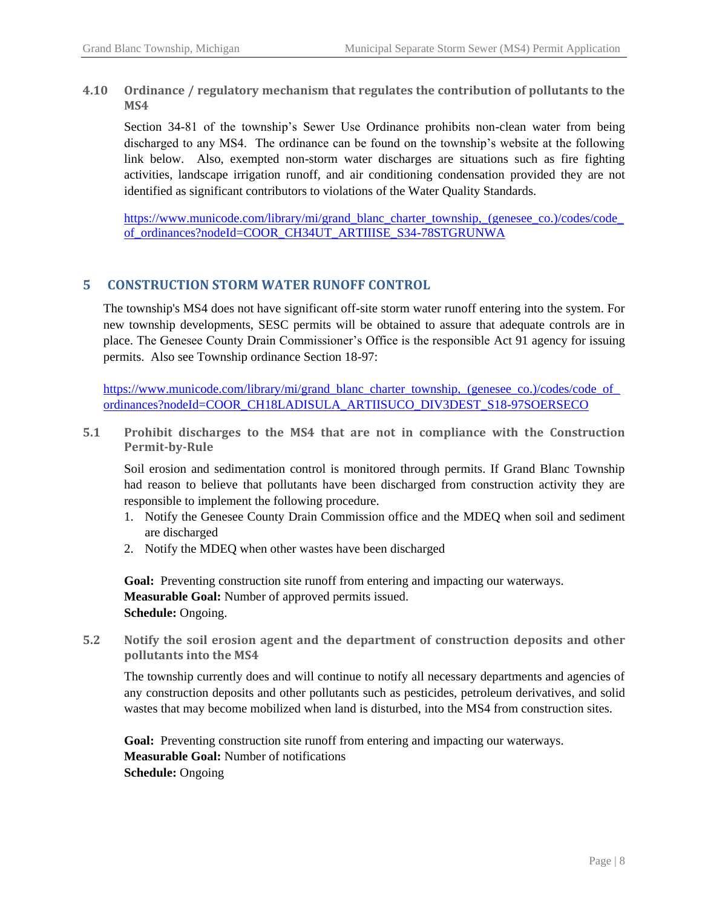### 4.10 Ordinance / regulatory mechanism that regulates the contribution of pollutants to the MS4

Section 34-81 of the township's Sewer Use Ordinance prohibits non-clean water from being discharged to any MS4. The ordinance can be found on the township's website at the following link below. Also, exempted non-storm water discharges are situations such as fire fighting activities, landscape irrigation runoff, and air conditioning condensation provided they are not identified as significant contributors to violations of the Water Quality Standards.

https://www.municode.com/library/mi/grand_blanc_charter_township,_(genesee_co.)/codes/code_of_ordinances?nodeId=COOR_CH34UT_ARTIIISE_S34-78STGRUNWA

## 5 CONSTRUCTION STORM WATER RUNOFF CONTROL

The township's MS4 does not have significant off-site storm water runoff entering into the system. For new township developments, SESC permits will be obtained to assure that adequate controls are in place. The Genesee County Drain Commissioner's Office is the responsible Act 91 agency for issuing permits. Also see Township ordinance Section 18-97:

https://www.municode.com/library/mi/grand_blanc_charter_township,_(genesee_co.)/codes/code_of_ordinances?nodeId=COOR_CH18LADISULA_ARTIISUCO_DIV3DEST_S18-97SOERSECO

### 5.1 Prohibit discharges to the MS4 that are not in compliance with the Construction Permit-by-Rule

Soil erosion and sedimentation control is monitored through permits. If Grand Blanc Township had reason to believe that pollutants have been discharged from construction activity they are responsible to implement the following procedure.

1. Notify the Genesee County Drain Commission office and the MDEQ when soil and sediment are discharged
2. Notify the MDEQ when other wastes have been discharged

**Goal:** Preventing construction site runoff from entering and impacting our waterways.
**Measurable Goal:** Number of approved permits issued.
**Schedule:** Ongoing.

### 5.2 Notify the soil erosion agent and the department of construction deposits and other pollutants into the MS4

The township currently does and will continue to notify all necessary departments and agencies of any construction deposits and other pollutants such as pesticides, petroleum derivatives, and solid wastes that may become mobilized when land is disturbed, into the MS4 from construction sites.

**Goal:** Preventing construction site runoff from entering and impacting our waterways.
**Measurable Goal:** Number of notifications
**Schedule:** Ongoing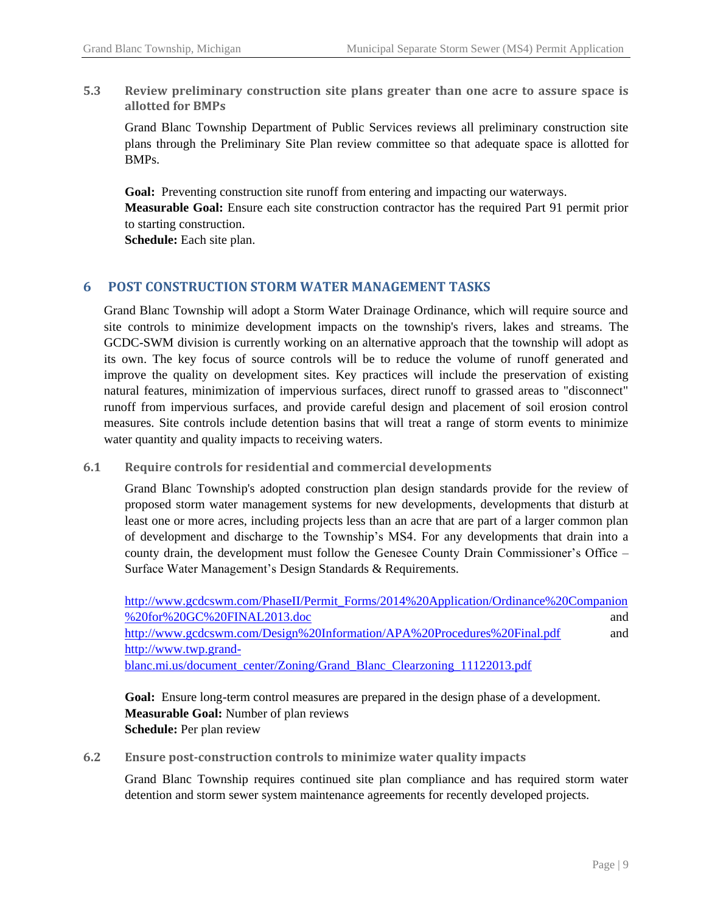### 5.3 Review preliminary construction site plans greater than one acre to assure space is allotted for BMPs

Grand Blanc Township Department of Public Services reviews all preliminary construction site plans through the Preliminary Site Plan review committee so that adequate space is allotted for BMPs.

**Goal:** Preventing construction site runoff from entering and impacting our waterways.
**Measurable Goal:** Ensure each site construction contractor has the required Part 91 permit prior to starting construction.
**Schedule:** Each site plan.

## 6 POST CONSTRUCTION STORM WATER MANAGEMENT TASKS

Grand Blanc Township will adopt a Storm Water Drainage Ordinance, which will require source and site controls to minimize development impacts on the township's rivers, lakes and streams. The GCDC-SWM division is currently working on an alternative approach that the township will adopt as its own. The key focus of source controls will be to reduce the volume of runoff generated and improve the quality on development sites. Key practices will include the preservation of existing natural features, minimization of impervious surfaces, direct runoff to grassed areas to "disconnect" runoff from impervious surfaces, and provide careful design and placement of soil erosion control measures. Site controls include detention basins that will treat a range of storm events to minimize water quantity and quality impacts to receiving waters.

### 6.1 Require controls for residential and commercial developments

Grand Blanc Township's adopted construction plan design standards provide for the review of proposed storm water management systems for new developments, developments that disturb at least one or more acres, including projects less than an acre that are part of a larger common plan of development and discharge to the Township's MS4. For any developments that drain into a county drain, the development must follow the Genesee County Drain Commissioner's Office – Surface Water Management's Design Standards & Requirements.

http://www.gcdcswm.com/PhaseII/Permit_Forms/2014%20Application/Ordinance%20Companion%20for%20GC%20FINAL2013.doc and http://www.gcdcswm.com/Design%20Information/APA%20Procedures%20Final.pdf and http://www.twp.grand-blanc.mi.us/document_center/Zoning/Grand_Blanc_Clearzoning_11122013.pdf

**Goal:** Ensure long-term control measures are prepared in the design phase of a development.
**Measurable Goal:** Number of plan reviews
**Schedule:** Per plan review

### 6.2 Ensure post-construction controls to minimize water quality impacts

Grand Blanc Township requires continued site plan compliance and has required storm water detention and storm sewer system maintenance agreements for recently developed projects.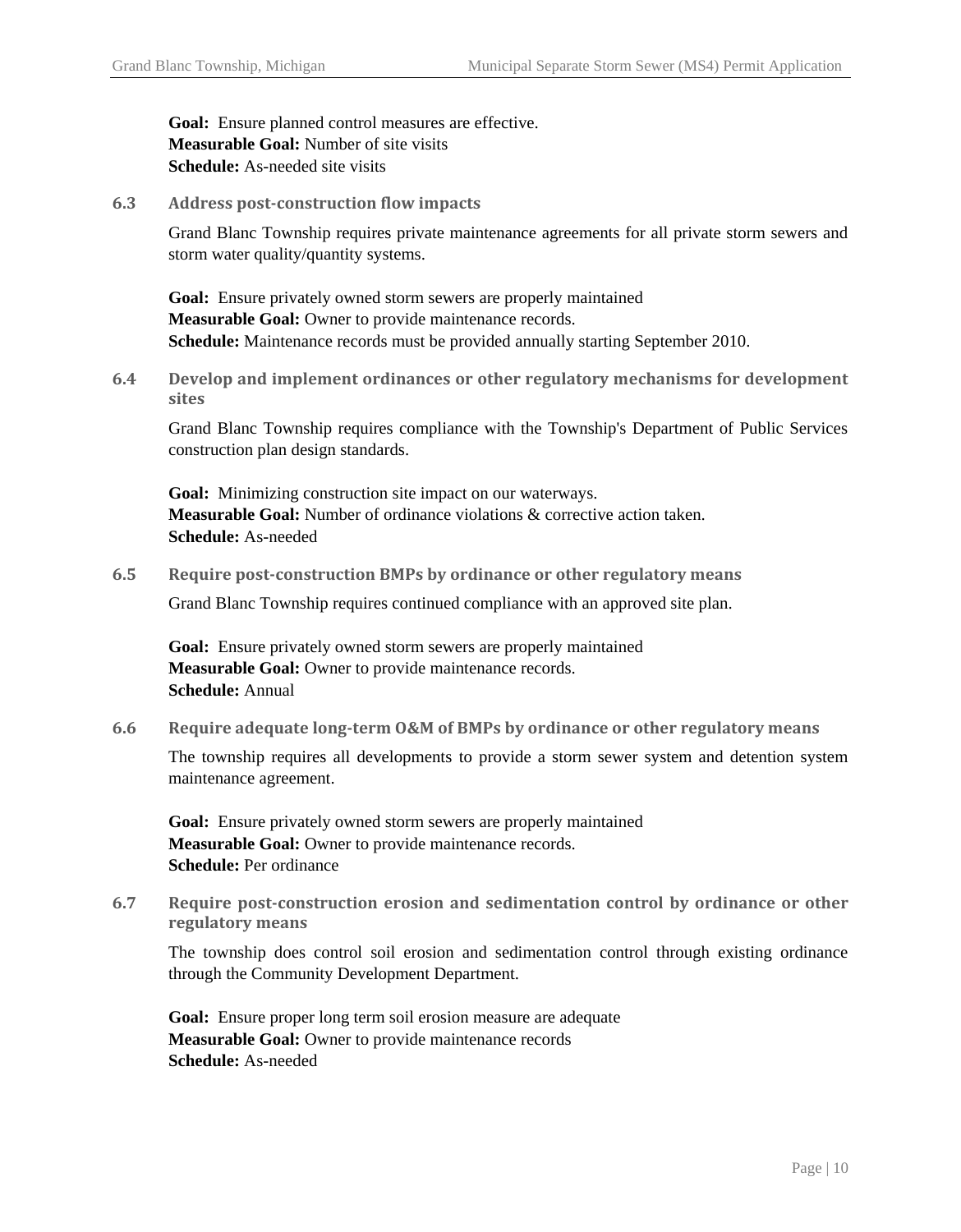**Goal:** Ensure planned control measures are effective.
**Measurable Goal:** Number of site visits
**Schedule:** As-needed site visits

### 6.3 Address post-construction flow impacts

Grand Blanc Township requires private maintenance agreements for all private storm sewers and storm water quality/quantity systems.

**Goal:** Ensure privately owned storm sewers are properly maintained
**Measurable Goal:** Owner to provide maintenance records.
**Schedule:** Maintenance records must be provided annually starting September 2010.

### 6.4 Develop and implement ordinances or other regulatory mechanisms for development sites

Grand Blanc Township requires compliance with the Township's Department of Public Services construction plan design standards.

**Goal:** Minimizing construction site impact on our waterways.
**Measurable Goal:** Number of ordinance violations & corrective action taken.
**Schedule:** As-needed

### 6.5 Require post-construction BMPs by ordinance or other regulatory means

Grand Blanc Township requires continued compliance with an approved site plan.

**Goal:** Ensure privately owned storm sewers are properly maintained
**Measurable Goal:** Owner to provide maintenance records.
**Schedule:** Annual

### 6.6 Require adequate long-term O&M of BMPs by ordinance or other regulatory means

The township requires all developments to provide a storm sewer system and detention system maintenance agreement.

**Goal:** Ensure privately owned storm sewers are properly maintained
**Measurable Goal:** Owner to provide maintenance records.
**Schedule:** Per ordinance

### 6.7 Require post-construction erosion and sedimentation control by ordinance or other regulatory means

The township does control soil erosion and sedimentation control through existing ordinance through the Community Development Department.

**Goal:** Ensure proper long term soil erosion measure are adequate
**Measurable Goal:** Owner to provide maintenance records
**Schedule:** As-needed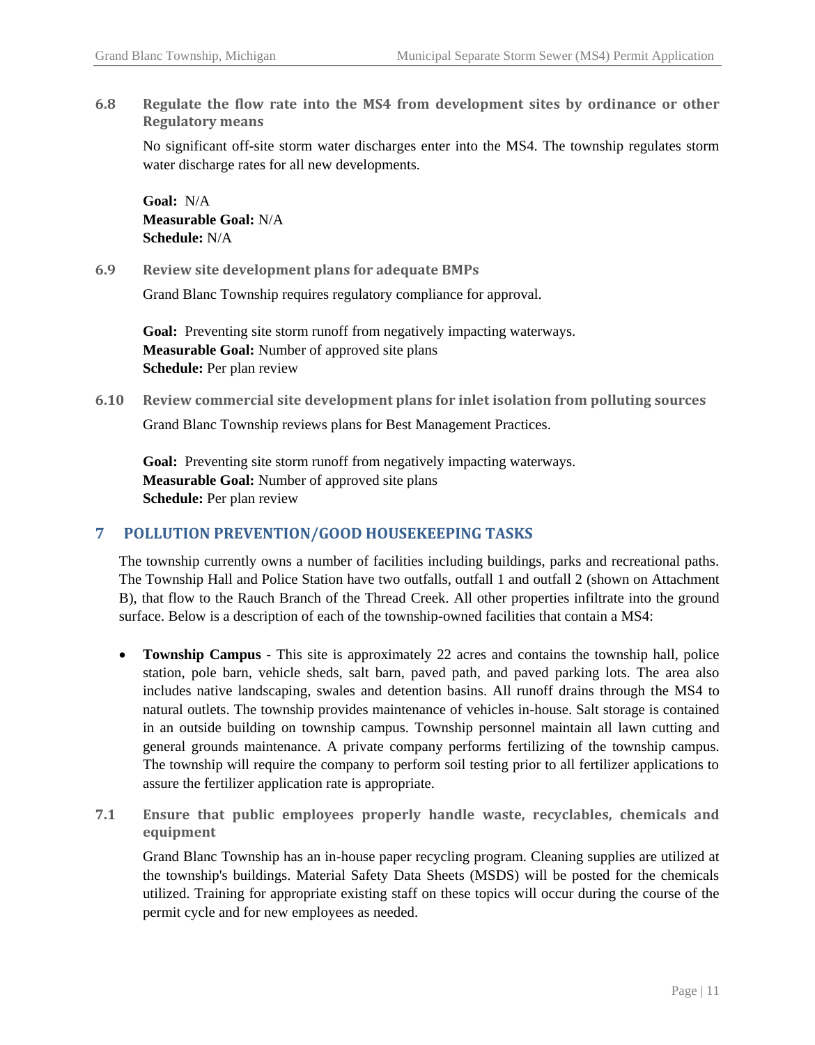### 6.8 Regulate the flow rate into the MS4 from development sites by ordinance or other Regulatory means

No significant off-site storm water discharges enter into the MS4. The township regulates storm water discharge rates for all new developments.

**Goal:** N/A
**Measurable Goal:** N/A
**Schedule:** N/A

### 6.9 Review site development plans for adequate BMPs

Grand Blanc Township requires regulatory compliance for approval.

**Goal:** Preventing site storm runoff from negatively impacting waterways.
**Measurable Goal:** Number of approved site plans
**Schedule:** Per plan review

### 6.10 Review commercial site development plans for inlet isolation from polluting sources

Grand Blanc Township reviews plans for Best Management Practices.

**Goal:** Preventing site storm runoff from negatively impacting waterways.
**Measurable Goal:** Number of approved site plans
**Schedule:** Per plan review

## 7 POLLUTION PREVENTION/GOOD HOUSEKEEPING TASKS

The township currently owns a number of facilities including buildings, parks and recreational paths. The Township Hall and Police Station have two outfalls, outfall 1 and outfall 2 (shown on Attachment B), that flow to the Rauch Branch of the Thread Creek. All other properties infiltrate into the ground surface. Below is a description of each of the township-owned facilities that contain a MS4:

- **Township Campus -** This site is approximately 22 acres and contains the township hall, police station, pole barn, vehicle sheds, salt barn, paved path, and paved parking lots. The area also includes native landscaping, swales and detention basins. All runoff drains through the MS4 to natural outlets. The township provides maintenance of vehicles in-house. Salt storage is contained in an outside building on township campus. Township personnel maintain all lawn cutting and general grounds maintenance. A private company performs fertilizing of the township campus. The township will require the company to perform soil testing prior to all fertilizer applications to assure the fertilizer application rate is appropriate.

### 7.1 Ensure that public employees properly handle waste, recyclables, chemicals and equipment

Grand Blanc Township has an in-house paper recycling program. Cleaning supplies are utilized at the township's buildings. Material Safety Data Sheets (MSDS) will be posted for the chemicals utilized. Training for appropriate existing staff on these topics will occur during the course of the permit cycle and for new employees as needed.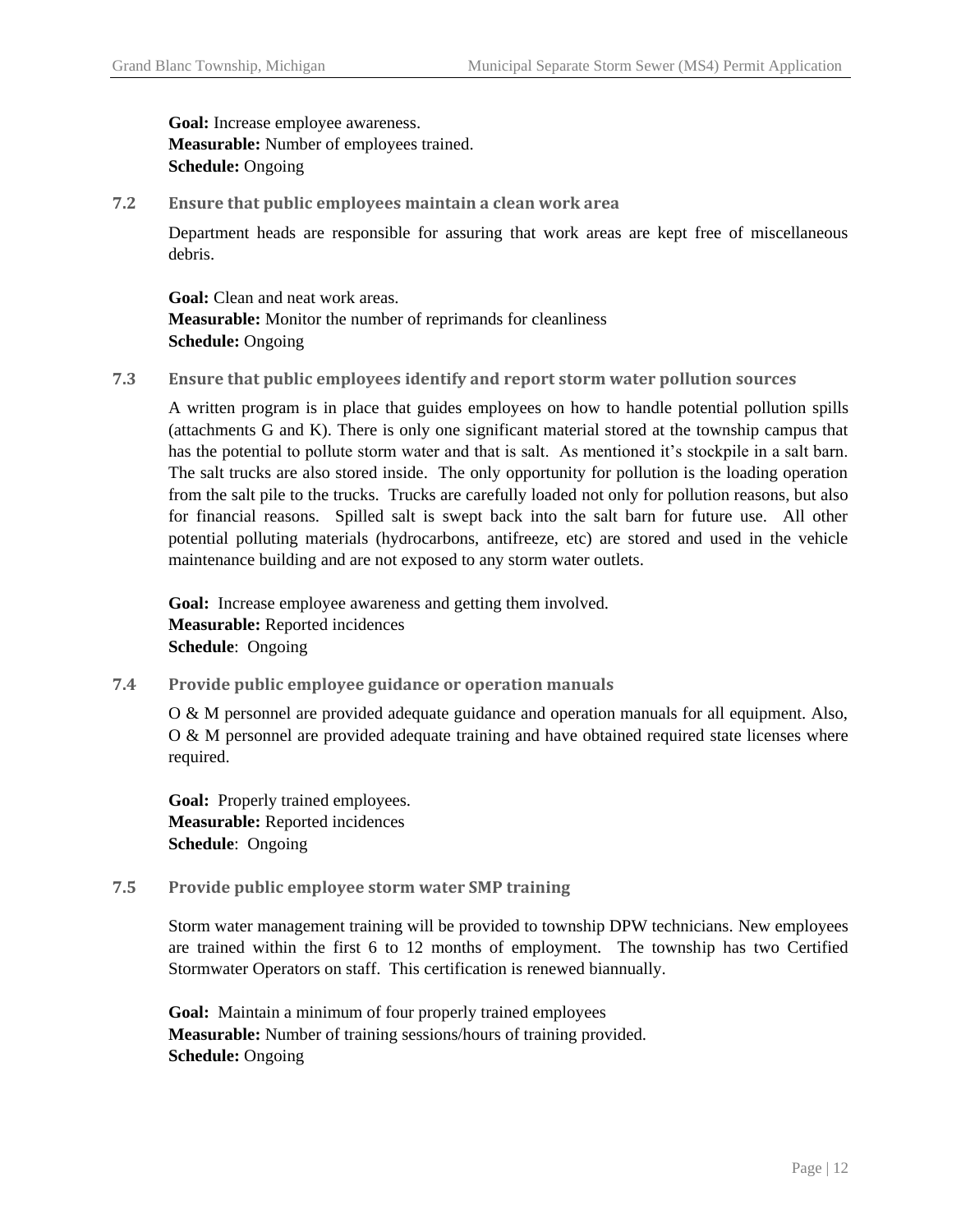**Goal:** Increase employee awareness.
**Measurable:** Number of employees trained.
**Schedule:** Ongoing

### 7.2 Ensure that public employees maintain a clean work area

Department heads are responsible for assuring that work areas are kept free of miscellaneous debris.

**Goal:** Clean and neat work areas.
**Measurable:** Monitor the number of reprimands for cleanliness
**Schedule:** Ongoing

### 7.3 Ensure that public employees identify and report storm water pollution sources

A written program is in place that guides employees on how to handle potential pollution spills (attachments G and K). There is only one significant material stored at the township campus that has the potential to pollute storm water and that is salt. As mentioned it's stockpile in a salt barn. The salt trucks are also stored inside. The only opportunity for pollution is the loading operation from the salt pile to the trucks. Trucks are carefully loaded not only for pollution reasons, but also for financial reasons. Spilled salt is swept back into the salt barn for future use. All other potential polluting materials (hydrocarbons, antifreeze, etc) are stored and used in the vehicle maintenance building and are not exposed to any storm water outlets.

**Goal:** Increase employee awareness and getting them involved.
**Measurable:** Reported incidences
**Schedule**: Ongoing

### 7.4 Provide public employee guidance or operation manuals

O & M personnel are provided adequate guidance and operation manuals for all equipment. Also, O & M personnel are provided adequate training and have obtained required state licenses where required.

**Goal:** Properly trained employees.
**Measurable:** Reported incidences
**Schedule**: Ongoing

### 7.5 Provide public employee storm water SMP training

Storm water management training will be provided to township DPW technicians. New employees are trained within the first 6 to 12 months of employment. The township has two Certified Stormwater Operators on staff. This certification is renewed biannually.

**Goal:** Maintain a minimum of four properly trained employees
**Measurable:** Number of training sessions/hours of training provided.
**Schedule:** Ongoing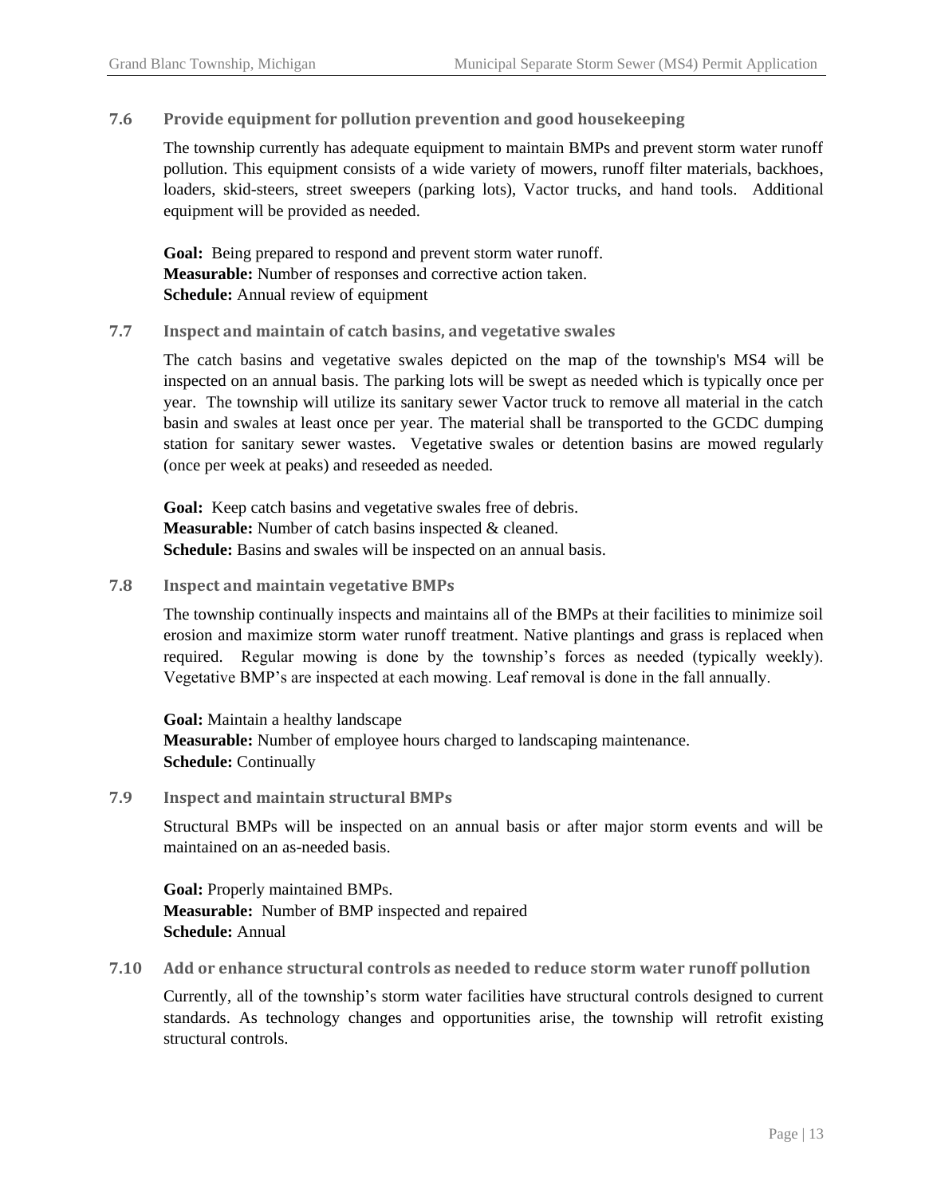### 7.6 Provide equipment for pollution prevention and good housekeeping

The township currently has adequate equipment to maintain BMPs and prevent storm water runoff pollution. This equipment consists of a wide variety of mowers, runoff filter materials, backhoes, loaders, skid-steers, street sweepers (parking lots), Vactor trucks, and hand tools. Additional equipment will be provided as needed.

**Goal:** Being prepared to respond and prevent storm water runoff.
**Measurable:** Number of responses and corrective action taken.
**Schedule:** Annual review of equipment

### 7.7 Inspect and maintain of catch basins, and vegetative swales

The catch basins and vegetative swales depicted on the map of the township's MS4 will be inspected on an annual basis. The parking lots will be swept as needed which is typically once per year. The township will utilize its sanitary sewer Vactor truck to remove all material in the catch basin and swales at least once per year. The material shall be transported to the GCDC dumping station for sanitary sewer wastes. Vegetative swales or detention basins are mowed regularly (once per week at peaks) and reseeded as needed.

**Goal:** Keep catch basins and vegetative swales free of debris.
**Measurable:** Number of catch basins inspected & cleaned.
**Schedule:** Basins and swales will be inspected on an annual basis.

### 7.8 Inspect and maintain vegetative BMPs

The township continually inspects and maintains all of the BMPs at their facilities to minimize soil erosion and maximize storm water runoff treatment. Native plantings and grass is replaced when required. Regular mowing is done by the township's forces as needed (typically weekly). Vegetative BMP's are inspected at each mowing. Leaf removal is done in the fall annually.

**Goal:** Maintain a healthy landscape
**Measurable:** Number of employee hours charged to landscaping maintenance.
**Schedule:** Continually

### 7.9 Inspect and maintain structural BMPs

Structural BMPs will be inspected on an annual basis or after major storm events and will be maintained on an as-needed basis.

**Goal:** Properly maintained BMPs.
**Measurable:** Number of BMP inspected and repaired
**Schedule:** Annual

### 7.10 Add or enhance structural controls as needed to reduce storm water runoff pollution

Currently, all of the township's storm water facilities have structural controls designed to current standards. As technology changes and opportunities arise, the township will retrofit existing structural controls.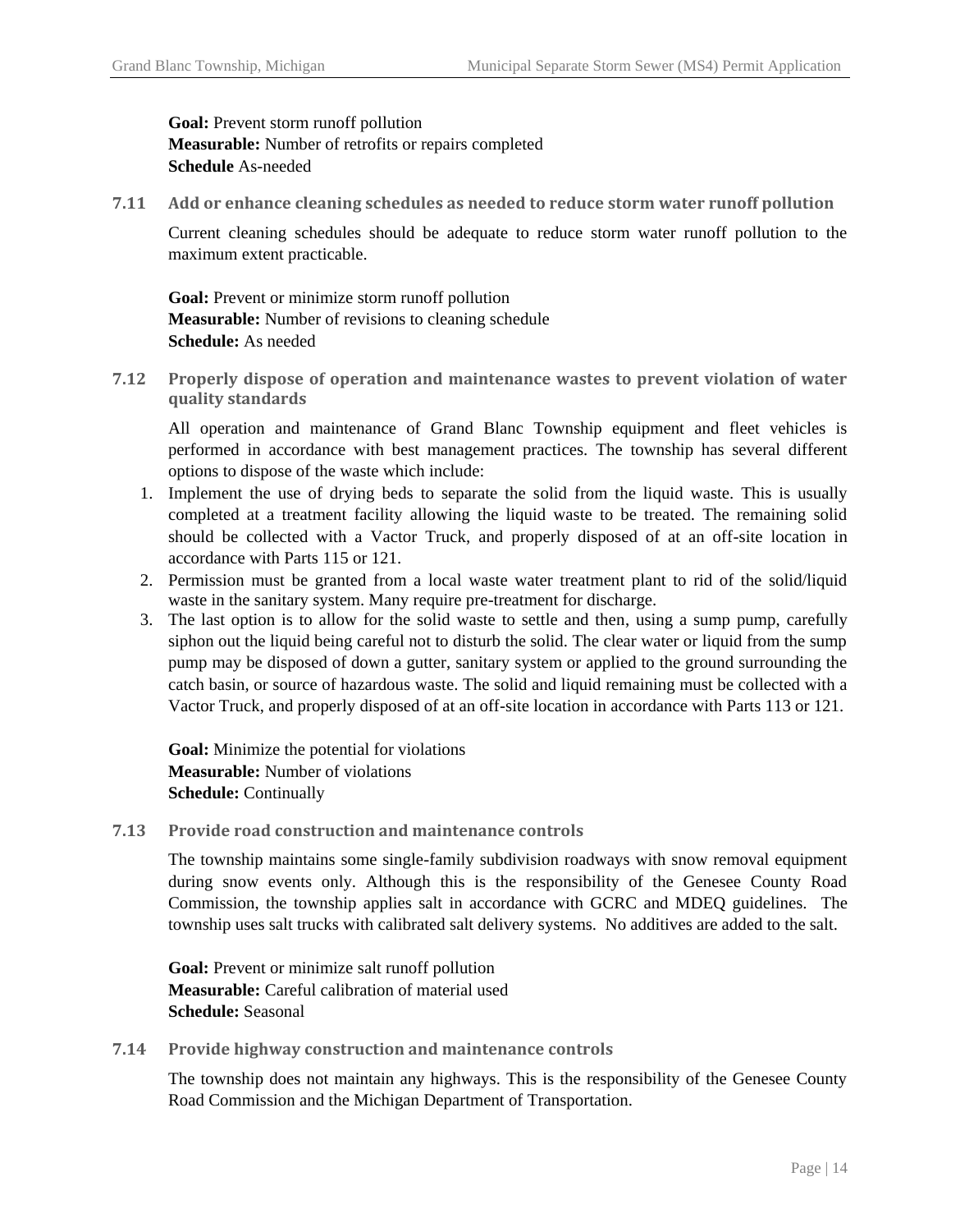**Goal:** Prevent storm runoff pollution
**Measurable:** Number of retrofits or repairs completed
**Schedule** As-needed

### 7.11 Add or enhance cleaning schedules as needed to reduce storm water runoff pollution

Current cleaning schedules should be adequate to reduce storm water runoff pollution to the maximum extent practicable.

**Goal:** Prevent or minimize storm runoff pollution
**Measurable:** Number of revisions to cleaning schedule
**Schedule:** As needed

### 7.12 Properly dispose of operation and maintenance wastes to prevent violation of water quality standards

All operation and maintenance of Grand Blanc Township equipment and fleet vehicles is performed in accordance with best management practices. The township has several different options to dispose of the waste which include:

1. Implement the use of drying beds to separate the solid from the liquid waste. This is usually completed at a treatment facility allowing the liquid waste to be treated. The remaining solid should be collected with a Vactor Truck, and properly disposed of at an off-site location in accordance with Parts 115 or 121.
2. Permission must be granted from a local waste water treatment plant to rid of the solid/liquid waste in the sanitary system. Many require pre-treatment for discharge.
3. The last option is to allow for the solid waste to settle and then, using a sump pump, carefully siphon out the liquid being careful not to disturb the solid. The clear water or liquid from the sump pump may be disposed of down a gutter, sanitary system or applied to the ground surrounding the catch basin, or source of hazardous waste. The solid and liquid remaining must be collected with a Vactor Truck, and properly disposed of at an off-site location in accordance with Parts 113 or 121.

**Goal:** Minimize the potential for violations
**Measurable:** Number of violations
**Schedule:** Continually

### 7.13 Provide road construction and maintenance controls

The township maintains some single-family subdivision roadways with snow removal equipment during snow events only. Although this is the responsibility of the Genesee County Road Commission, the township applies salt in accordance with GCRC and MDEQ guidelines. The township uses salt trucks with calibrated salt delivery systems. No additives are added to the salt.

**Goal:** Prevent or minimize salt runoff pollution
**Measurable:** Careful calibration of material used
**Schedule:** Seasonal

### 7.14 Provide highway construction and maintenance controls

The township does not maintain any highways. This is the responsibility of the Genesee County Road Commission and the Michigan Department of Transportation.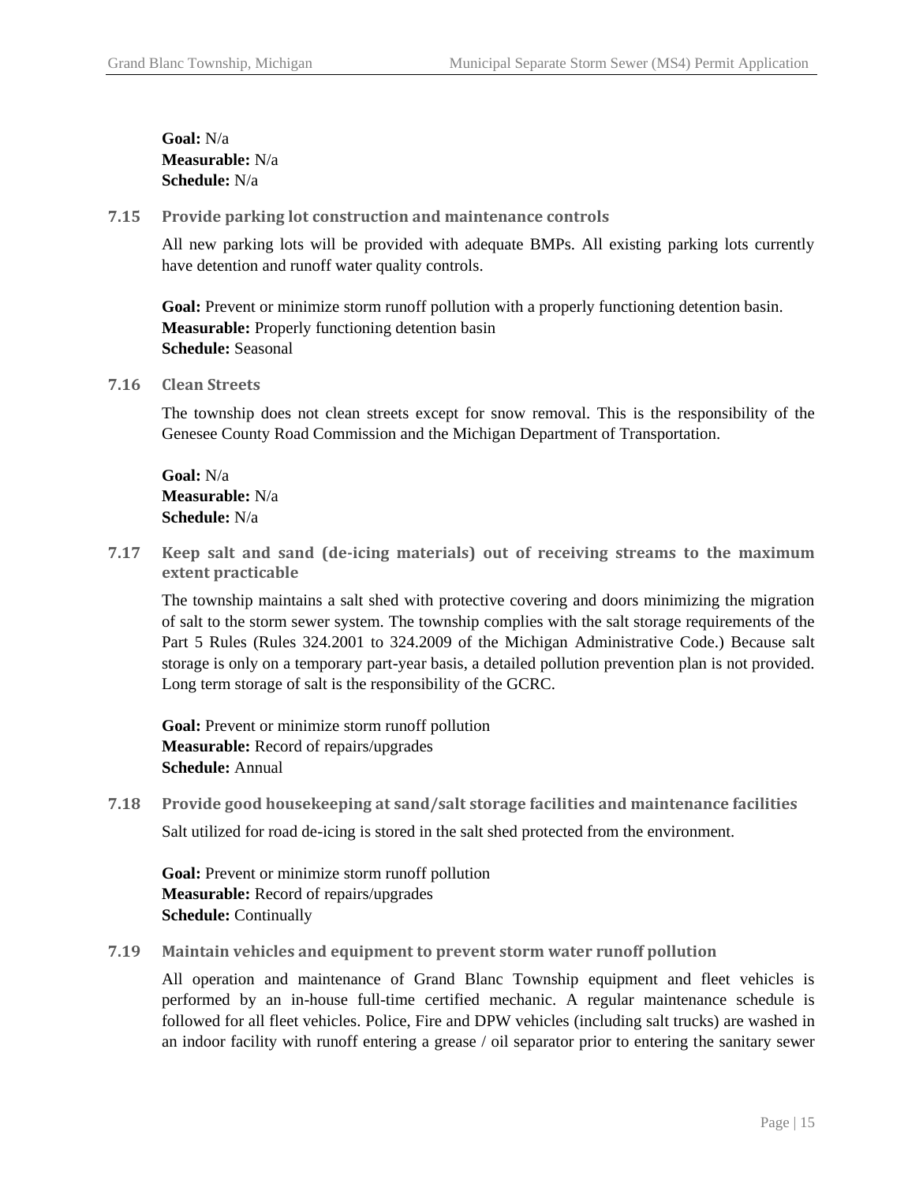**Goal:** N/a
**Measurable:** N/a
**Schedule:** N/a

### 7.15 Provide parking lot construction and maintenance controls

All new parking lots will be provided with adequate BMPs. All existing parking lots currently have detention and runoff water quality controls.

**Goal:** Prevent or minimize storm runoff pollution with a properly functioning detention basin.
**Measurable:** Properly functioning detention basin
**Schedule:** Seasonal

### 7.16 Clean Streets

The township does not clean streets except for snow removal. This is the responsibility of the Genesee County Road Commission and the Michigan Department of Transportation.

**Goal:** N/a
**Measurable:** N/a
**Schedule:** N/a

### 7.17 Keep salt and sand (de-icing materials) out of receiving streams to the maximum extent practicable

The township maintains a salt shed with protective covering and doors minimizing the migration of salt to the storm sewer system. The township complies with the salt storage requirements of the Part 5 Rules (Rules 324.2001 to 324.2009 of the Michigan Administrative Code.) Because salt storage is only on a temporary part-year basis, a detailed pollution prevention plan is not provided. Long term storage of salt is the responsibility of the GCRC.

**Goal:** Prevent or minimize storm runoff pollution
**Measurable:** Record of repairs/upgrades
**Schedule:** Annual

### 7.18 Provide good housekeeping at sand/salt storage facilities and maintenance facilities

Salt utilized for road de-icing is stored in the salt shed protected from the environment.

**Goal:** Prevent or minimize storm runoff pollution
**Measurable:** Record of repairs/upgrades
**Schedule:** Continually

### 7.19 Maintain vehicles and equipment to prevent storm water runoff pollution

All operation and maintenance of Grand Blanc Township equipment and fleet vehicles is performed by an in-house full-time certified mechanic. A regular maintenance schedule is followed for all fleet vehicles. Police, Fire and DPW vehicles (including salt trucks) are washed in an indoor facility with runoff entering a grease / oil separator prior to entering the sanitary sewer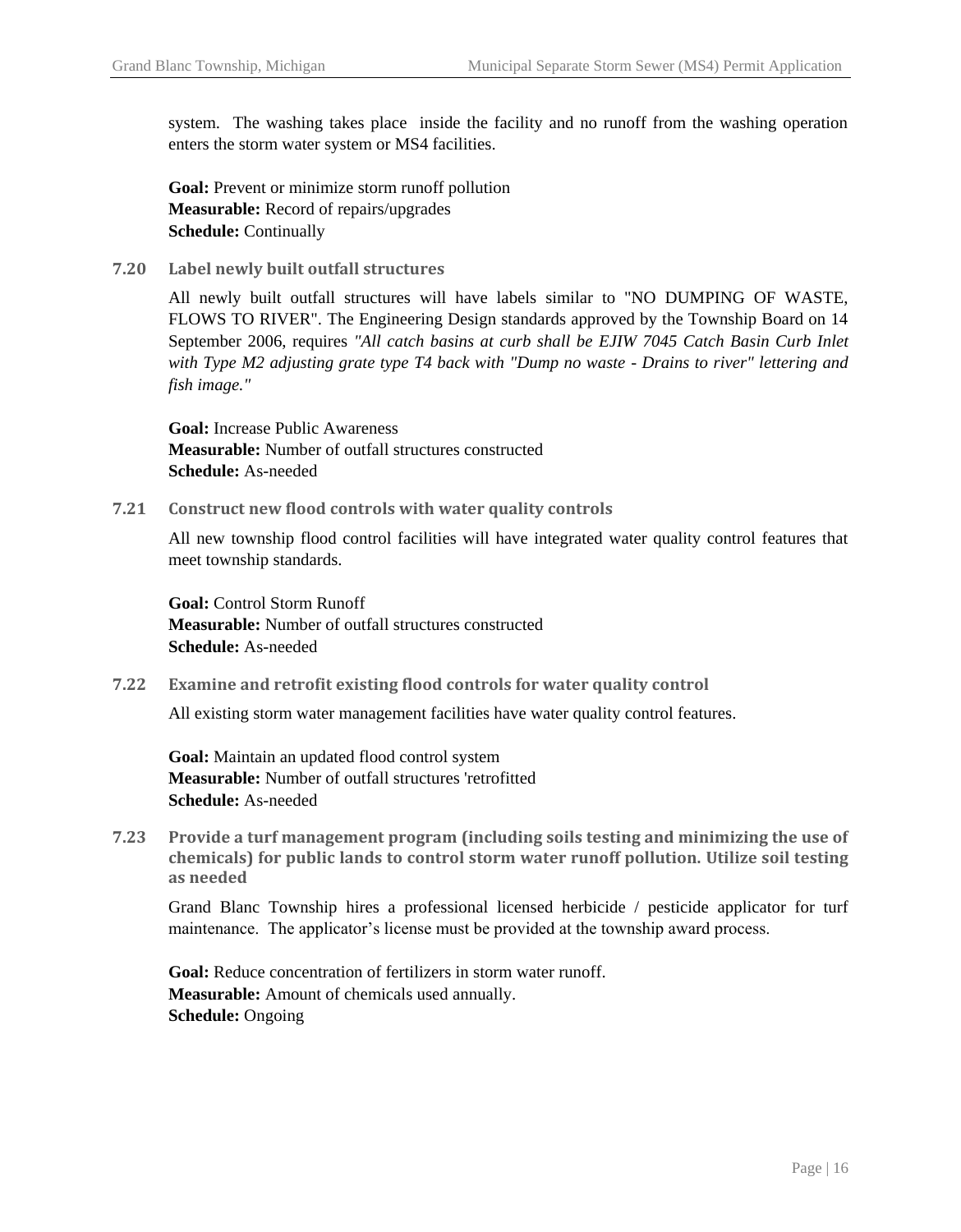system. The washing takes place inside the facility and no runoff from the washing operation enters the storm water system or MS4 facilities.

**Goal:** Prevent or minimize storm runoff pollution
**Measurable:** Record of repairs/upgrades
**Schedule:** Continually

### 7.20 Label newly built outfall structures

All newly built outfall structures will have labels similar to "NO DUMPING OF WASTE, FLOWS TO RIVER". The Engineering Design standards approved by the Township Board on 14 September 2006, requires *"All catch basins at curb shall be EJIW 7045 Catch Basin Curb Inlet with Type M2 adjusting grate type T4 back with "Dump no waste - Drains to river" lettering and fish image."*

**Goal:** Increase Public Awareness
**Measurable:** Number of outfall structures constructed
**Schedule:** As-needed

### 7.21 Construct new flood controls with water quality controls

All new township flood control facilities will have integrated water quality control features that meet township standards.

**Goal:** Control Storm Runoff
**Measurable:** Number of outfall structures constructed
**Schedule:** As-needed

### 7.22 Examine and retrofit existing flood controls for water quality control

All existing storm water management facilities have water quality control features.

**Goal:** Maintain an updated flood control system
**Measurable:** Number of outfall structures 'retrofitted
**Schedule:** As-needed

### 7.23 Provide a turf management program (including soils testing and minimizing the use of chemicals) for public lands to control storm water runoff pollution. Utilize soil testing as needed

Grand Blanc Township hires a professional licensed herbicide / pesticide applicator for turf maintenance. The applicator's license must be provided at the township award process.

**Goal:** Reduce concentration of fertilizers in storm water runoff.
**Measurable:** Amount of chemicals used annually.
**Schedule:** Ongoing